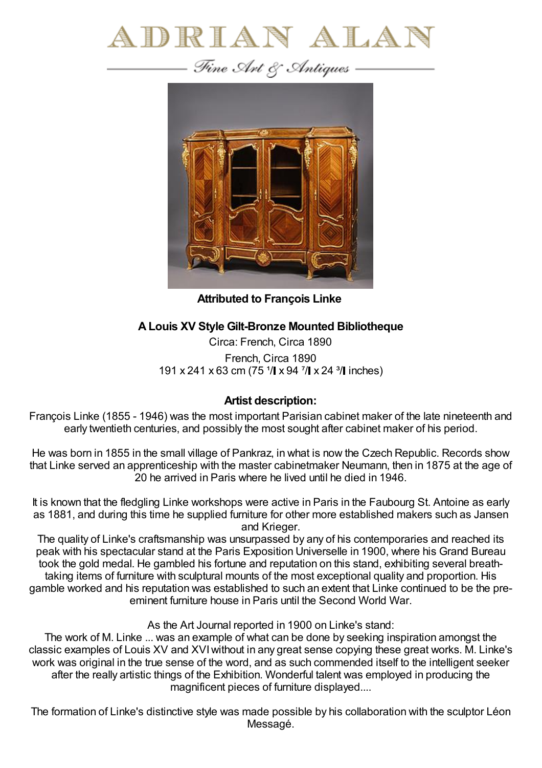# ADRIAN ALAN

*Fine Art & Antiques*

**Attributed to François Linke**

## A Louis XV Style Gilt-Bronze Mounted Bibliotheque

Circa: French, Circa 1890

French, Circa 1890
191 x 241 x 63 cm (75 ¹/▌x 94 ⁷/▌x 24 ³/▌inches)

### Artist description:

François Linke (1855 - 1946) was the most important Parisian cabinet maker of the late nineteenth and early twentieth centuries, and possibly the most sought after cabinet maker of his period.

He was born in 1855 in the small village of Pankraz, in what is now the Czech Republic. Records show that Linke served an apprenticeship with the master cabinetmaker Neumann, then in 1875 at the age of 20 he arrived in Paris where he lived until he died in 1946.

It is known that the fledgling Linke workshops were active in Paris in the Faubourg St. Antoine as early as 1881, and during this time he supplied furniture for other more established makers such as Jansen and Krieger.
The quality of Linke's craftsmanship was unsurpassed by any of his contemporaries and reached its peak with his spectacular stand at the Paris Exposition Universelle in 1900, where his Grand Bureau took the gold medal. He gambled his fortune and reputation on this stand, exhibiting several breath-taking items of furniture with sculptural mounts of the most exceptional quality and proportion. His gamble worked and his reputation was established to such an extent that Linke continued to be the pre-eminent furniture house in Paris until the Second World War.

As the Art Journal reported in 1900 on Linke's stand:
The work of M. Linke ... was an example of what can be done by seeking inspiration amongst the classic examples of Louis XV and XVI without in any great sense copying these great works. M. Linke's work was original in the true sense of the word, and as such commended itself to the intelligent seeker after the really artistic things of the Exhibition. Wonderful talent was employed in producing the magnificent pieces of furniture displayed....

The formation of Linke's distinctive style was made possible by his collaboration with the sculptor Léon Messagé.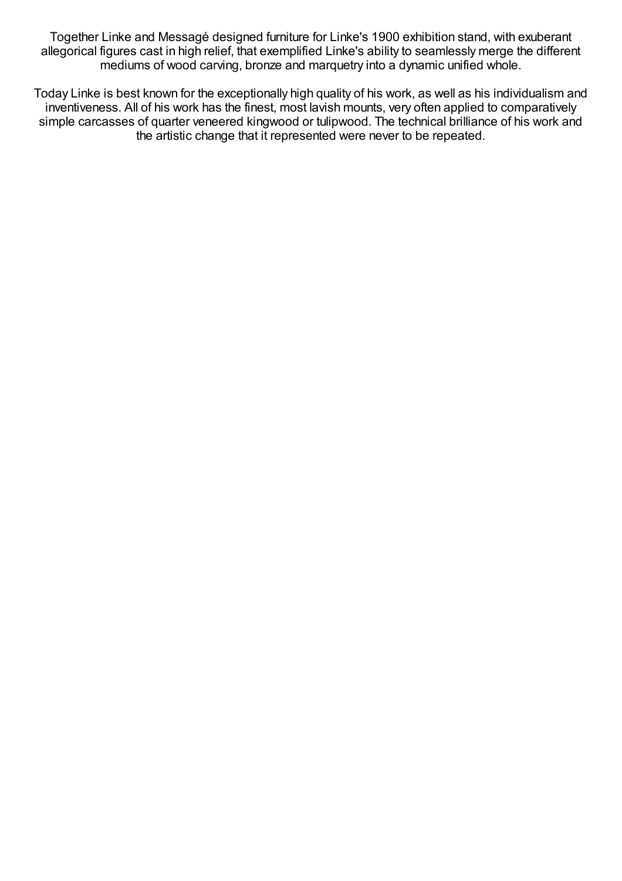Together Linke and Messagé designed furniture for Linke's 1900 exhibition stand, with exuberant allegorical figures cast in high relief, that exemplified Linke's ability to seamlessly merge the different mediums of wood carving, bronze and marquetry into a dynamic unified whole.

Today Linke is best known for the exceptionally high quality of his work, as well as his individualism and inventiveness. All of his work has the finest, most lavish mounts, very often applied to comparatively simple carcasses of quarter veneered kingwood or tulipwood. The technical brilliance of his work and the artistic change that it represented were never to be repeated.